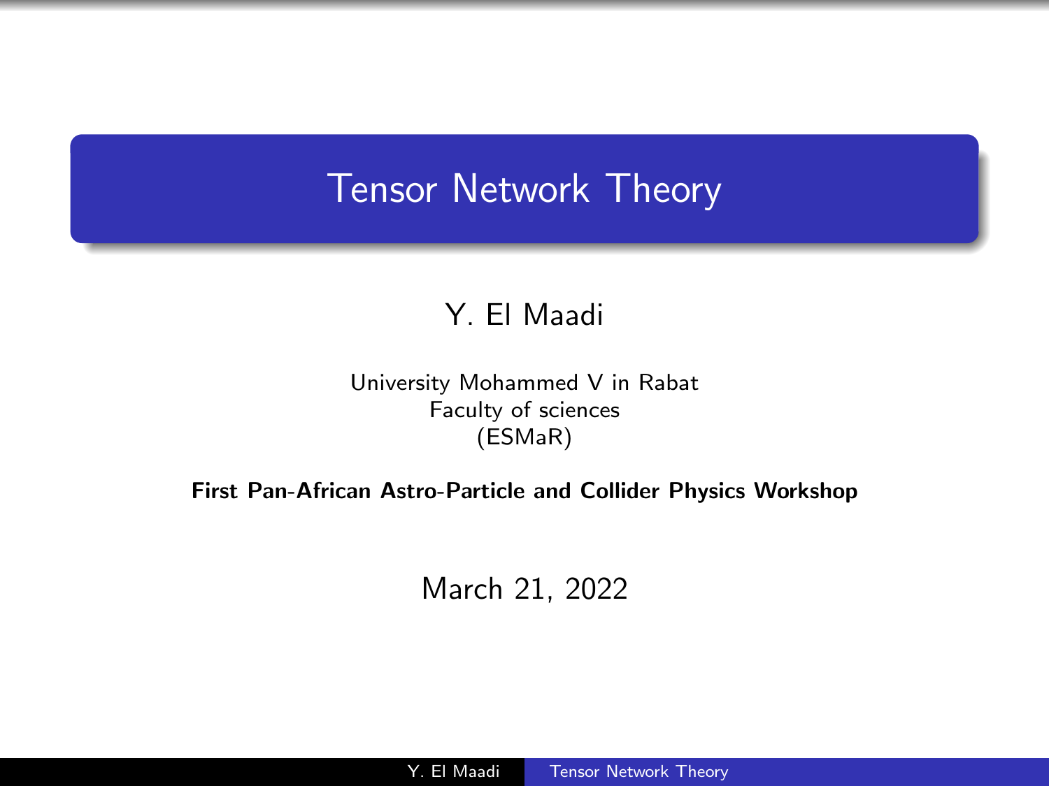# Tensor Network Theory

Y. El Maadi

University Mohammed V in Rabat
Faculty of sciences
(ESMaR)

**First Pan-African Astro-Particle and Collider Physics Workshop**

March 21, 2022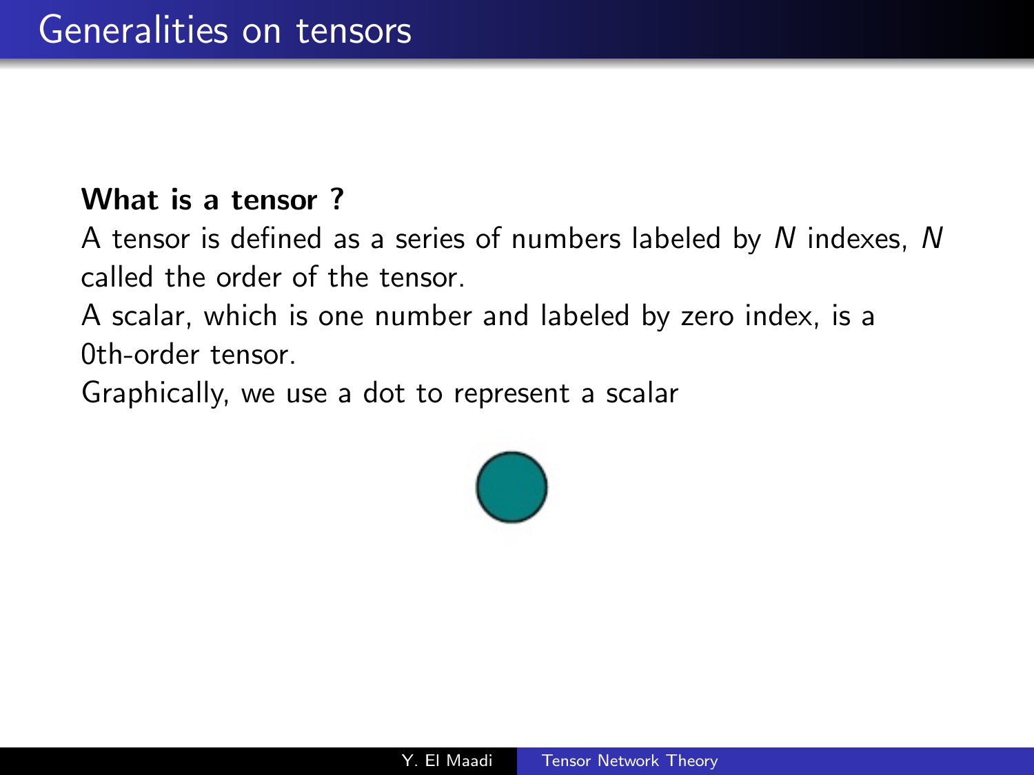# Generalities on tensors

**What is a tensor ?**

A tensor is defined as a series of numbers labeled by $N$ indexes, $N$ called the order of the tensor.

A scalar, which is one number and labeled by zero index, is a 0th-order tensor.

Graphically, we use a dot to represent a scalar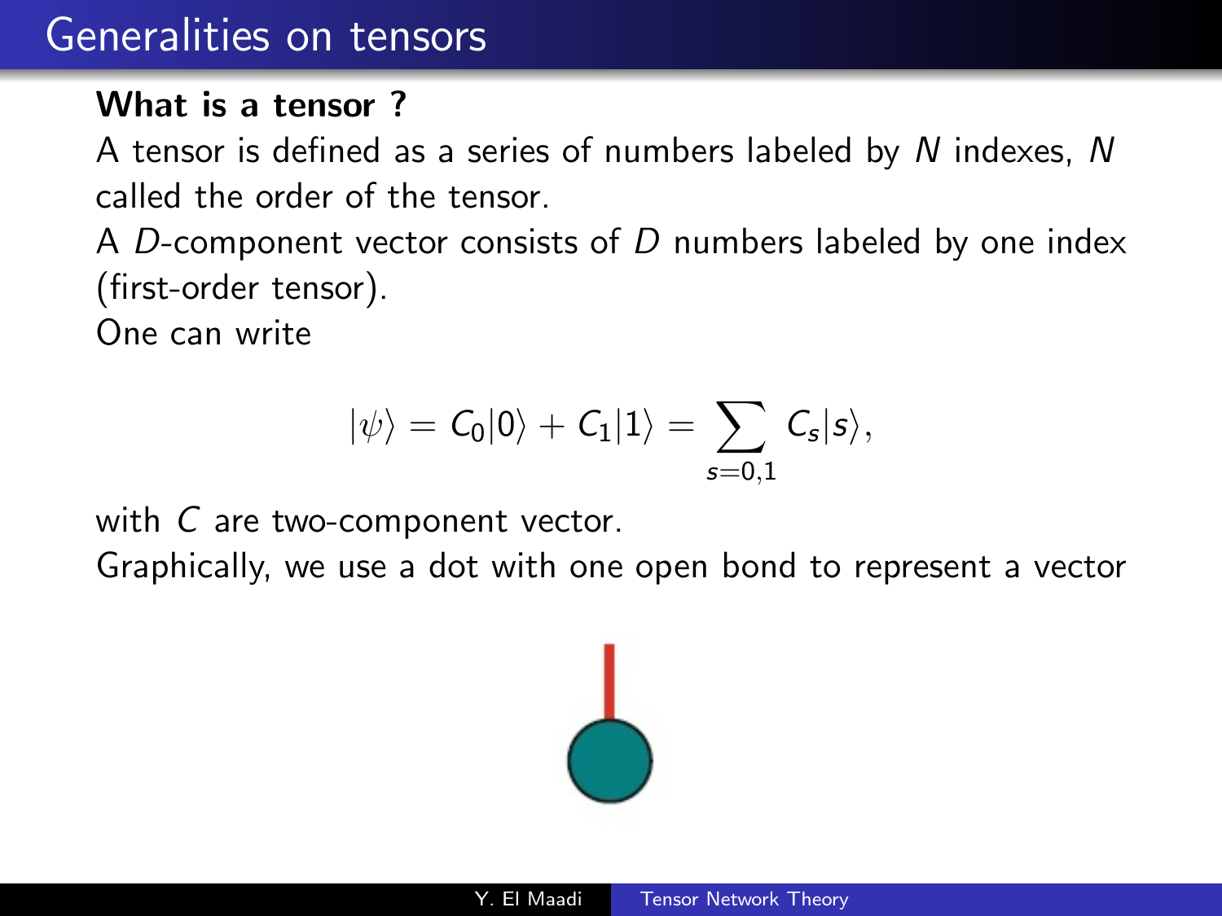# Generalities on tensors

**What is a tensor ?**

A tensor is defined as a series of numbers labeled by $N$ indexes, $N$ called the order of the tensor.

A $D$-component vector consists of $D$ numbers labeled by one index (first-order tensor).

One can write

$$|\psi\rangle = C_0|0\rangle + C_1|1\rangle = \sum_{s=0,1} C_s|s\rangle,$$

with $C$ are two-component vector.

Graphically, we use a dot with one open bond to represent a vector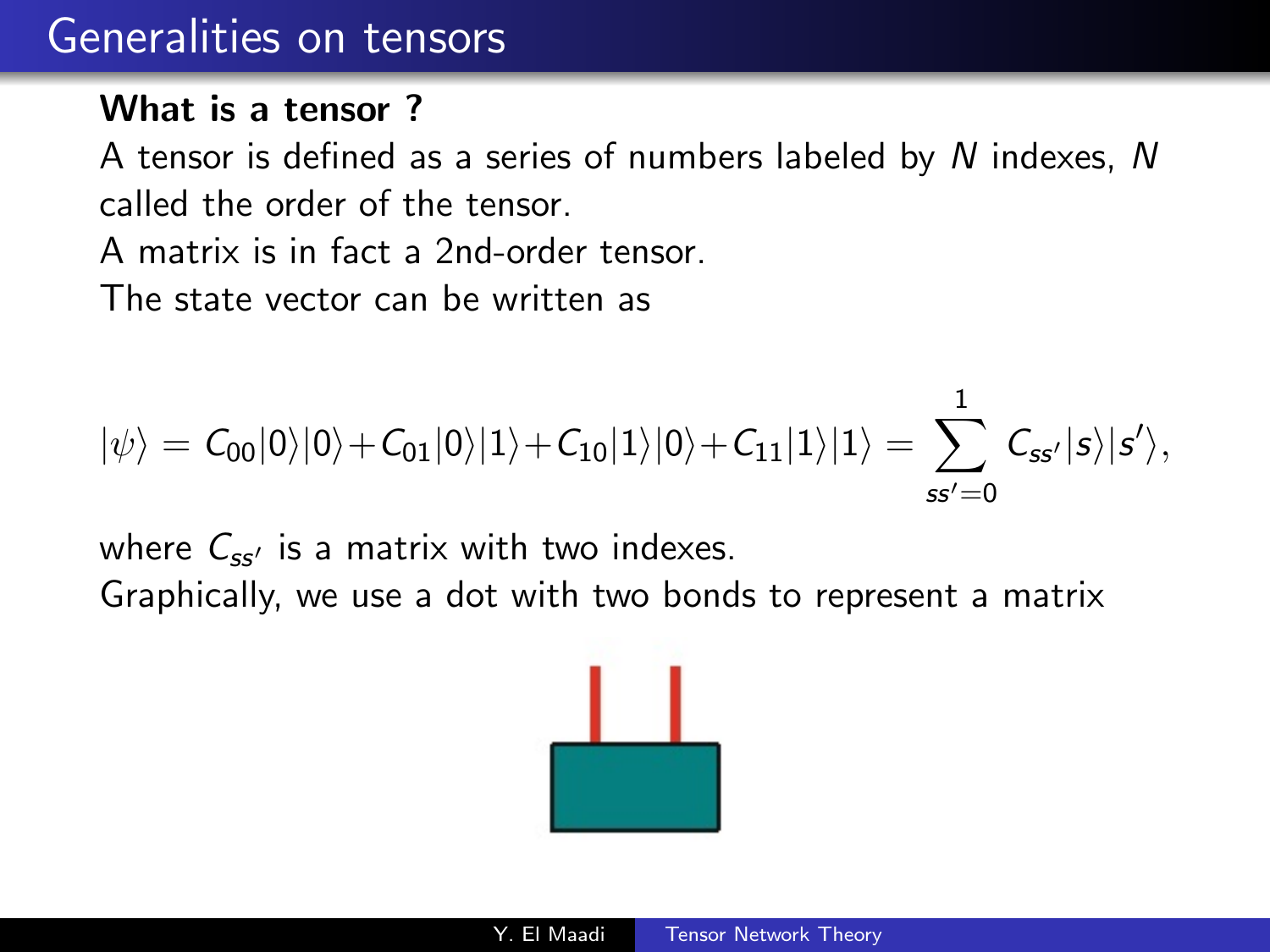# Generalities on tensors

**What is a tensor ?**

A tensor is defined as a series of numbers labeled by $N$ indexes, $N$ called the order of the tensor.

A matrix is in fact a 2nd-order tensor.

The state vector can be written as

$$|\psi\rangle = C_{00}|0\rangle|0\rangle + C_{01}|0\rangle|1\rangle + C_{10}|1\rangle|0\rangle + C_{11}|1\rangle|1\rangle = \sum_{ss'=0}^{1} C_{ss'}|s\rangle|s'\rangle,$$

where $C_{ss'}$ is a matrix with two indexes.

Graphically, we use a dot with two bonds to represent a matrix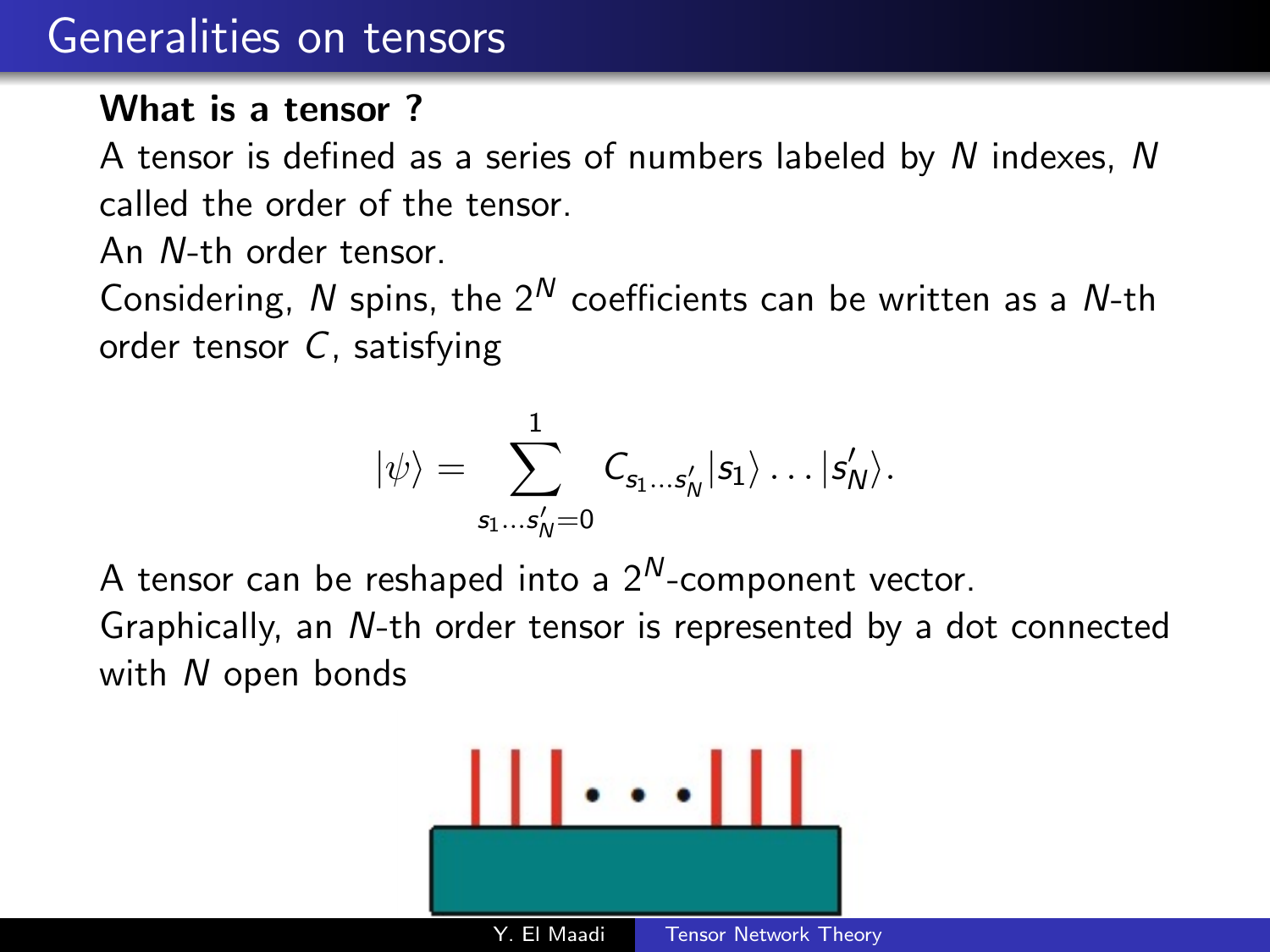# Generalities on tensors

**What is a tensor ?**

A tensor is defined as a series of numbers labeled by $N$ indexes, $N$ called the order of the tensor.

An $N$-th order tensor.

Considering, $N$ spins, the $2^N$ coefficients can be written as a $N$-th order tensor $C$, satisfying

$$|\psi\rangle = \sum_{s_1 \ldots s'_N = 0}^{1} C_{s_1 \ldots s'_N} |s_1\rangle \ldots |s'_N\rangle.$$

A tensor can be reshaped into a $2^N$-component vector.

Graphically, an $N$-th order tensor is represented by a dot connected with $N$ open bonds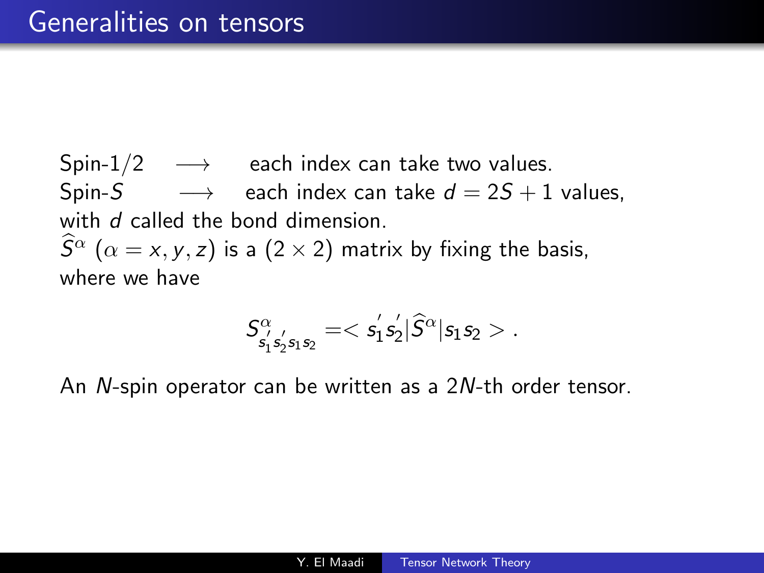# Generalities on tensors

Spin-$1/2$ $\longrightarrow$ each index can take two values.
Spin-$S$ $\longrightarrow$ each index can take $d = 2S + 1$ values,
with $d$ called the bond dimension.
$\widehat{S}^{\alpha}$ ($\alpha = x, y, z$) is a $(2 \times 2)$ matrix by fixing the basis,
where we have

$$S^{\alpha}_{s_1^{'} s_2^{'} s_1 s_2} = < s_1^{'} s_2^{'} | \widehat{S}^{\alpha} | s_1 s_2 > .$$

An $N$-spin operator can be written as a $2N$-th order tensor.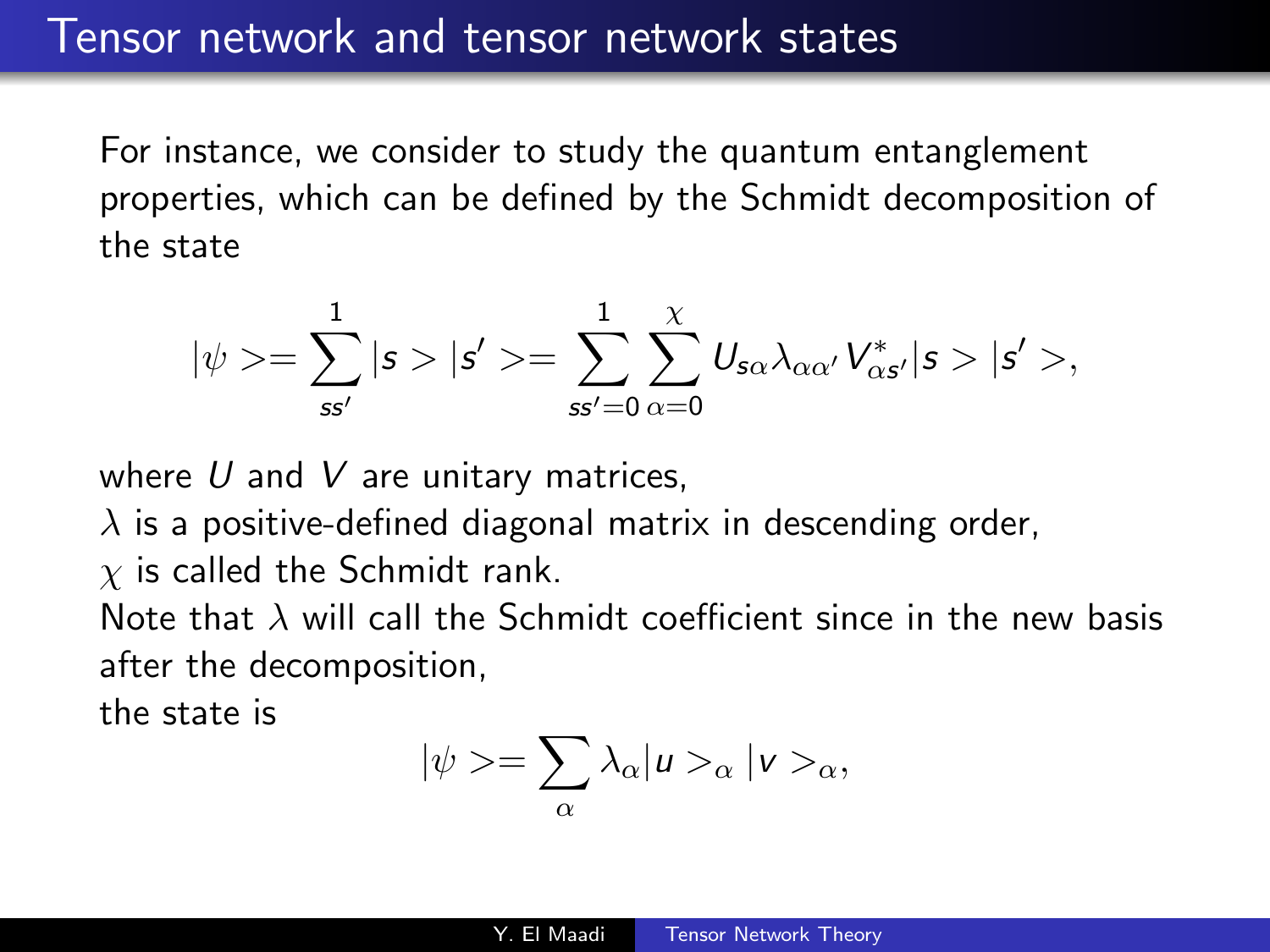# Tensor network and tensor network states

For instance, we consider to study the quantum entanglement properties, which can be defined by the Schmidt decomposition of the state

$$|\psi>=\sum_{ss'}^{1}|s>|s'>=\sum_{ss'=0}^{1}\sum_{\alpha=0}^{\chi}U_{s\alpha}\lambda_{\alpha\alpha'}V^{*}_{\alpha s'}|s>|s'>,$$

where $U$ and $V$ are unitary matrices,
$\lambda$ is a positive-defined diagonal matrix in descending order,
$\chi$ is called the Schmidt rank.
Note that $\lambda$ will call the Schmidt coefficient since in the new basis after the decomposition,
the state is

$$|\psi>=\sum_{\alpha}\lambda_{\alpha}|u>_{\alpha}|v>_{\alpha},$$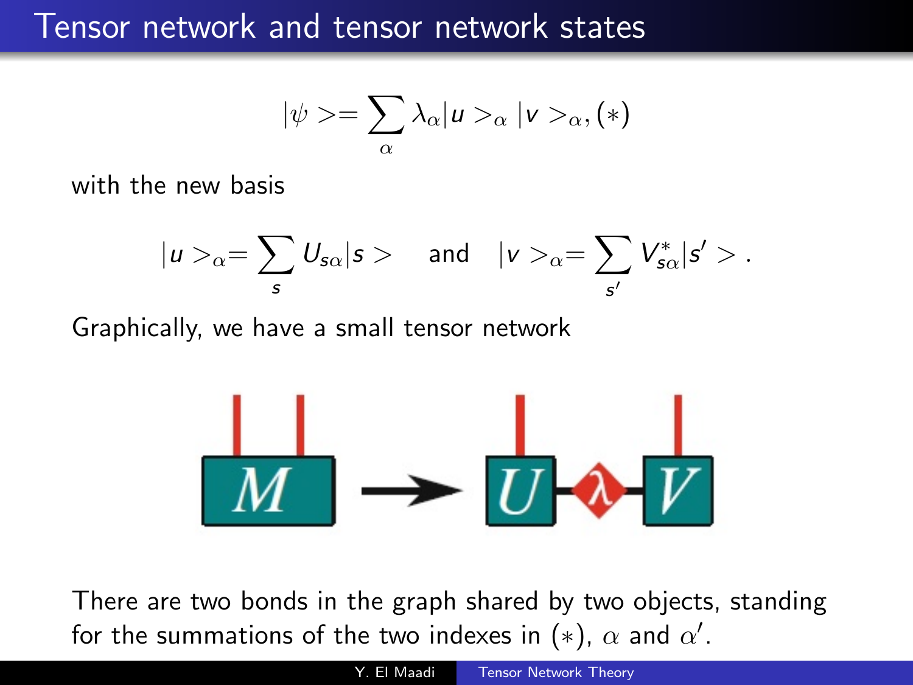# Tensor network and tensor network states

$$|\psi>=\sum_{\alpha}\lambda_{\alpha}|u>_{\alpha}|v>_{\alpha},(*)$$

with the new basis

$$|u>_{\alpha}=\sum_{s}U_{s\alpha}|s> \quad \text{and} \quad |v>_{\alpha}=\sum_{s'}V^{*}_{s\alpha}|s'>.$$

Graphically, we have a small tensor network

There are two bonds in the graph shared by two objects, standing for the summations of the two indexes in $(*)$, $\alpha$ and $\alpha'$.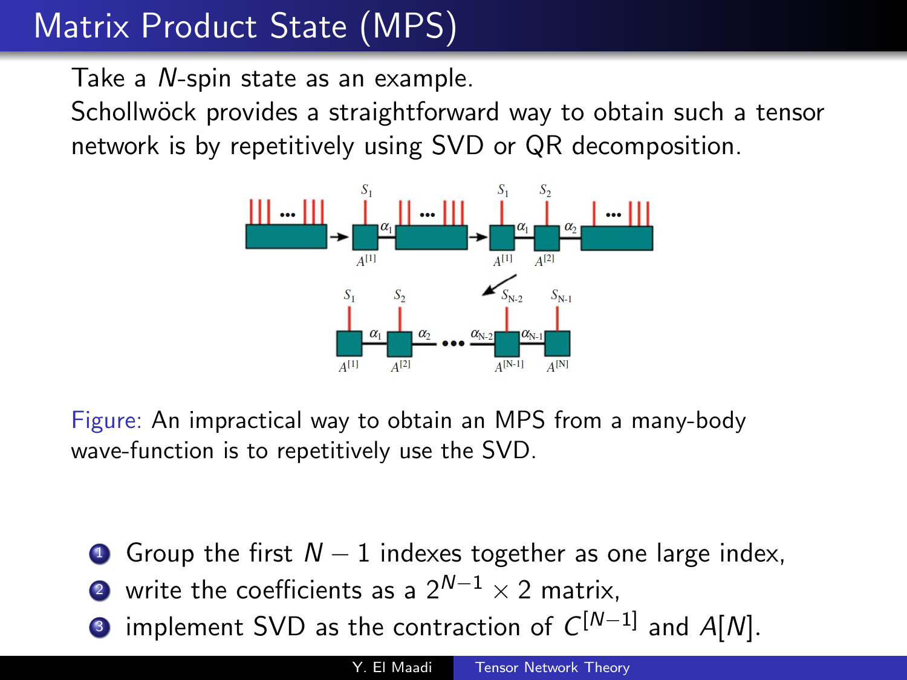# Matrix Product State (MPS)

Take a $N$-spin state as an example.
Schollwöck provides a straightforward way to obtain such a tensor network is by repetitively using SVD or QR decomposition.

Figure: An impractical way to obtain an MPS from a many-body wave-function is to repetitively use the SVD.

1. Group the first $N-1$ indexes together as one large index,
2. write the coefficients as a $2^{N-1} \times 2$ matrix,
3. implement SVD as the contraction of $C^{[N-1]}$ and $A[N]$.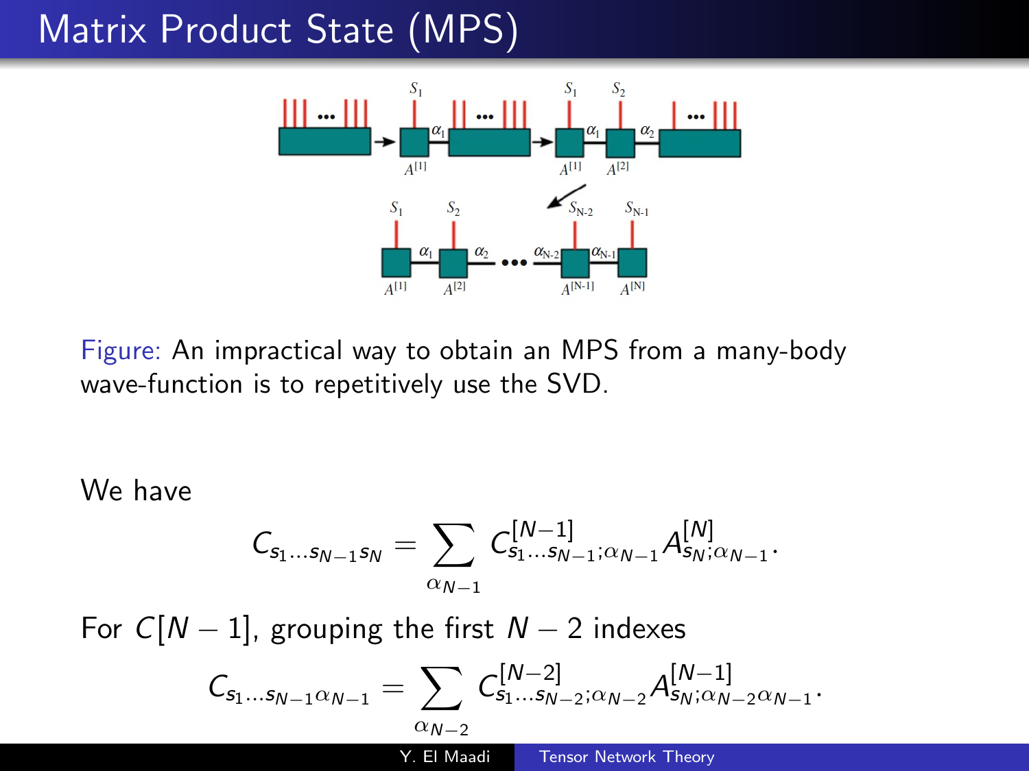# Matrix Product State (MPS)

Figure: An impractical way to obtain an MPS from a many-body wave-function is to repetitively use the SVD.

We have

$$C_{s_1 \ldots s_{N-1} s_N} = \sum_{\alpha_{N-1}} C^{[N-1]}_{s_1 \ldots s_{N-1};\alpha_{N-1}} A^{[N]}_{s_N;\alpha_{N-1}}.$$

For $C[N-1]$, grouping the first $N-2$ indexes

$$C_{s_1 \ldots s_{N-1} \alpha_{N-1}} = \sum_{\alpha_{N-2}} C^{[N-2]}_{s_1 \ldots s_{N-2};\alpha_{N-2}} A^{[N-1]}_{s_N;\alpha_{N-2}\alpha_{N-1}}.$$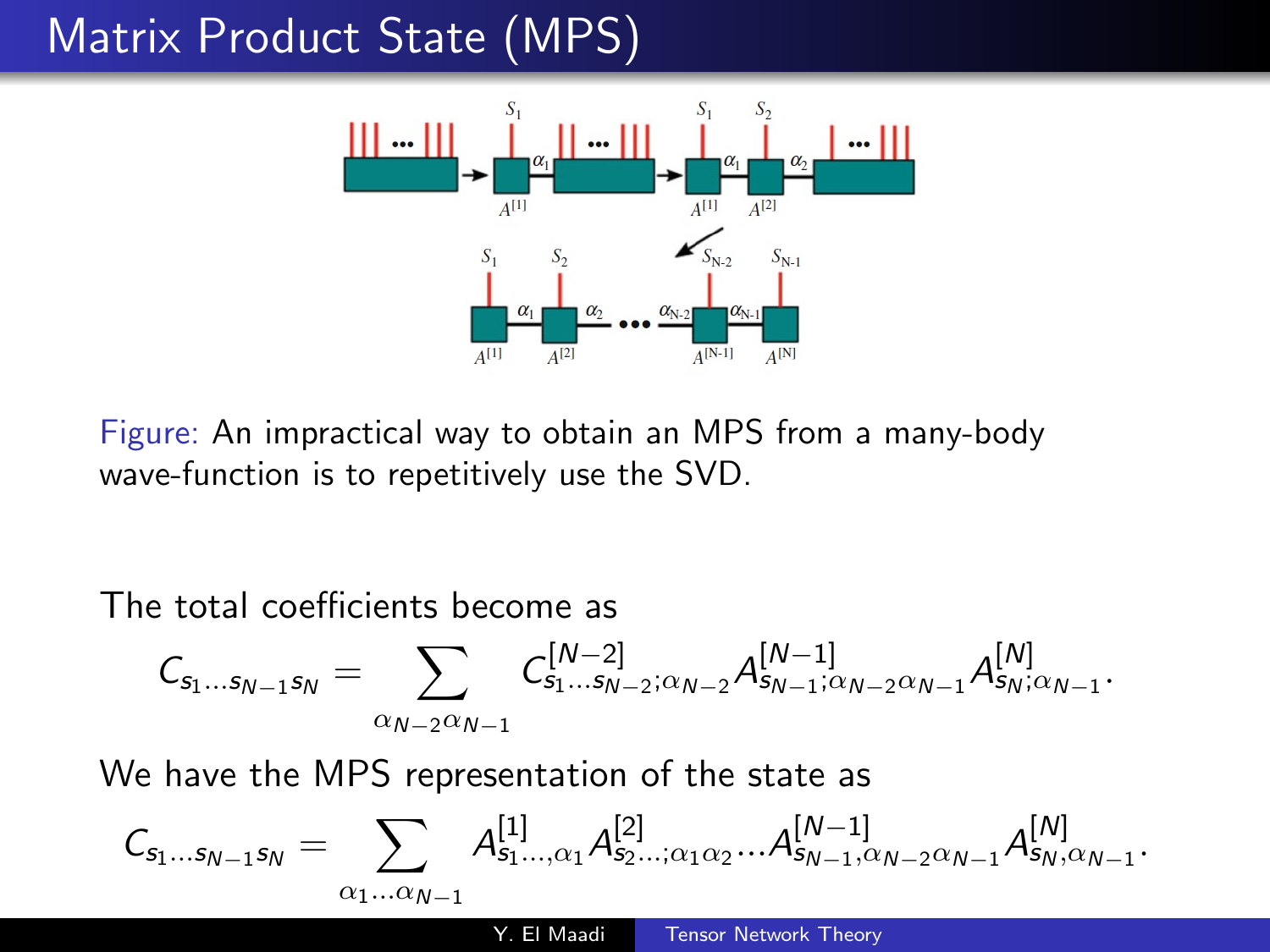# Matrix Product State (MPS)

Figure: An impractical way to obtain an MPS from a many-body wave-function is to repetitively use the SVD.

The total coefficients become as

$$C_{s_1 \dots s_{N-1} s_N} = \sum_{\alpha_{N-2}\alpha_{N-1}} C^{[N-2]}_{s_1 \dots s_{N-2};\alpha_{N-2}} A^{[N-1]}_{s_{N-1};\alpha_{N-2}\alpha_{N-1}} A^{[N]}_{s_N;\alpha_{N-1}}.$$

We have the MPS representation of the state as

$$C_{s_1 \dots s_{N-1} s_N} = \sum_{\alpha_1 \dots \alpha_{N-1}} A^{[1]}_{s_1 \dots, \alpha_1} A^{[2]}_{s_2 \dots;\alpha_1\alpha_2} \dots A^{[N-1]}_{s_{N-1},\alpha_{N-2}\alpha_{N-1}} A^{[N]}_{s_N,\alpha_{N-1}}.$$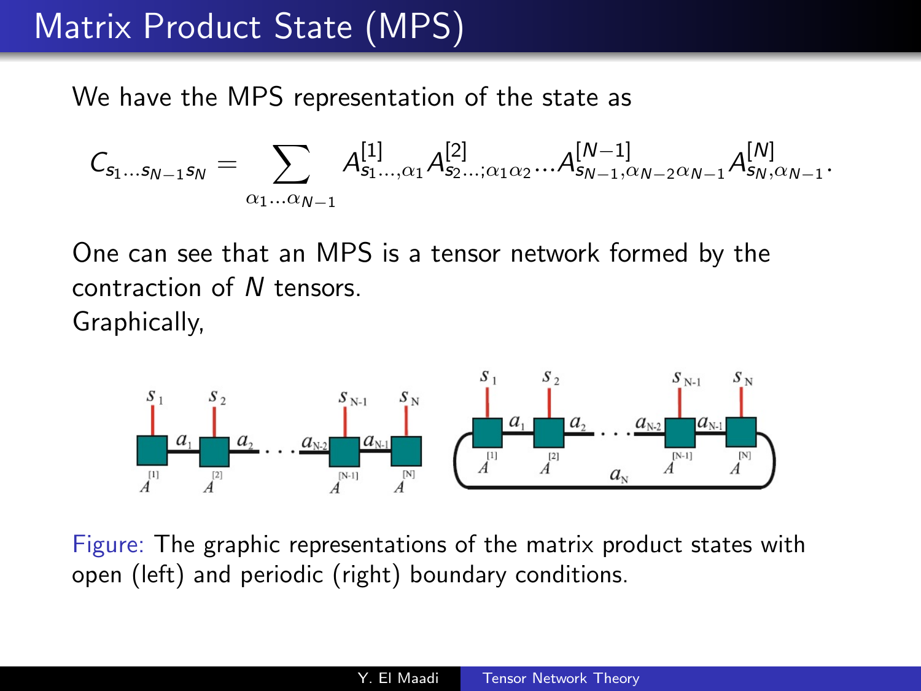# Matrix Product State (MPS)

We have the MPS representation of the state as

$$C_{s_1 \ldots s_{N-1} s_N} = \sum_{\alpha_1 \ldots \alpha_{N-1}} A^{[1]}_{s_1 \ldots, \alpha_1} A^{[2]}_{s_2 \ldots; \alpha_1 \alpha_2} \ldots A^{[N-1]}_{s_{N-1}, \alpha_{N-2} \alpha_{N-1}} A^{[N]}_{s_N, \alpha_{N-1}}.$$

One can see that an MPS is a tensor network formed by the contraction of $N$ tensors.

Graphically,

Figure: The graphic representations of the matrix product states with open (left) and periodic (right) boundary conditions.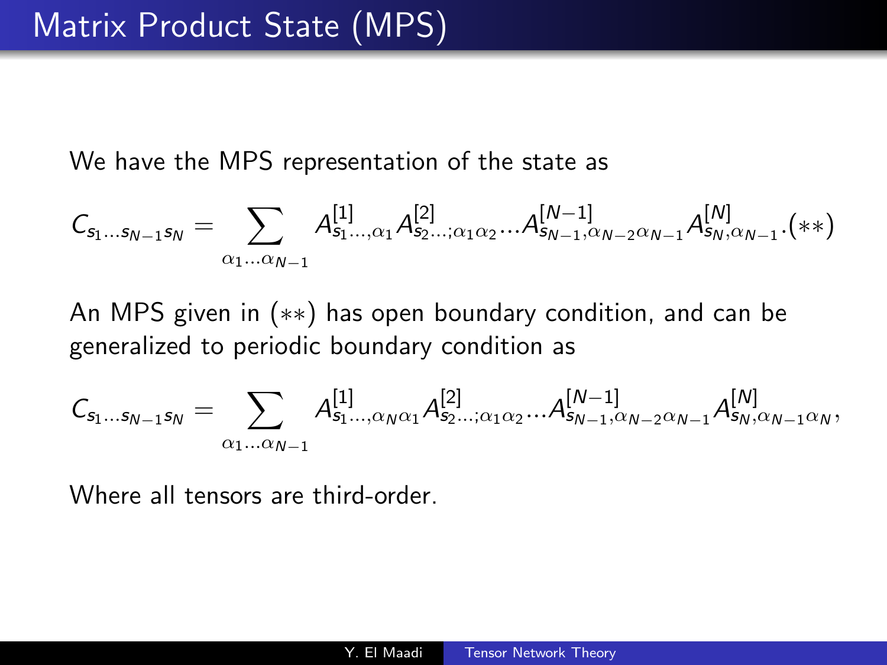# Matrix Product State (MPS)

We have the MPS representation of the state as

$$C_{s_1 \dots s_{N-1} s_N} = \sum_{\alpha_1 \dots \alpha_{N-1}} A^{[1]}_{s_1 \dots, \alpha_1} A^{[2]}_{s_2 \dots; \alpha_1 \alpha_2} \dots A^{[N-1]}_{s_{N-1}, \alpha_{N-2} \alpha_{N-1}} A^{[N]}_{s_N, \alpha_{N-1}}. (**)$$

An MPS given in $(**)$ has open boundary condition, and can be generalized to periodic boundary condition as

$$C_{s_1 \dots s_{N-1} s_N} = \sum_{\alpha_1 \dots \alpha_{N-1}} A^{[1]}_{s_1 \dots, \alpha_N \alpha_1} A^{[2]}_{s_2 \dots; \alpha_1 \alpha_2} \dots A^{[N-1]}_{s_{N-1}, \alpha_{N-2} \alpha_{N-1}} A^{[N]}_{s_N, \alpha_{N-1} \alpha_N},$$

Where all tensors are third-order.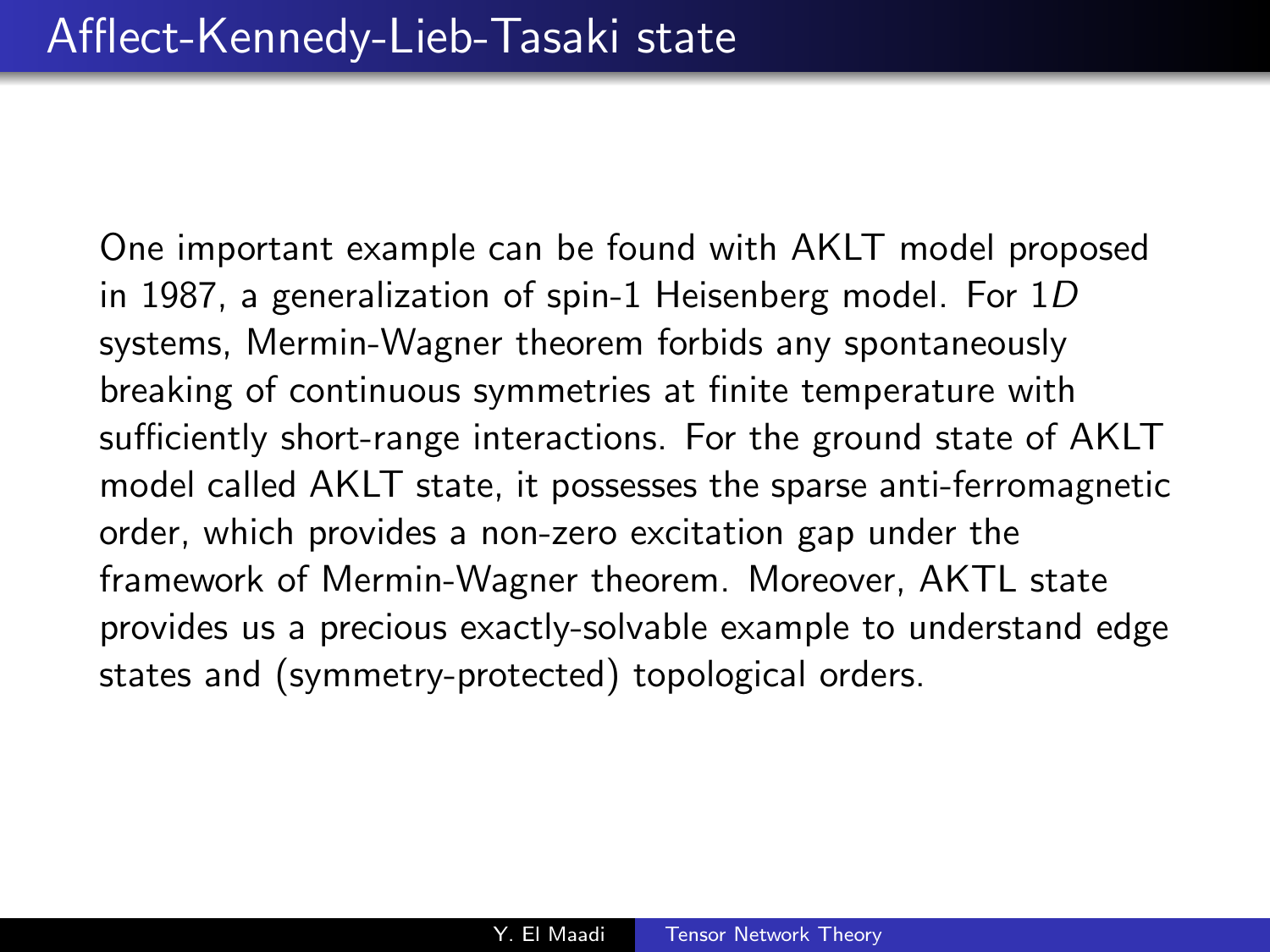# Afflect-Kennedy-Lieb-Tasaki state

One important example can be found with AKLT model proposed in 1987, a generalization of spin-1 Heisenberg model. For 1$D$ systems, Mermin-Wagner theorem forbids any spontaneously breaking of continuous symmetries at finite temperature with sufficiently short-range interactions. For the ground state of AKLT model called AKLT state, it possesses the sparse anti-ferromagnetic order, which provides a non-zero excitation gap under the framework of Mermin-Wagner theorem. Moreover, AKTL state provides us a precious exactly-solvable example to understand edge states and (symmetry-protected) topological orders.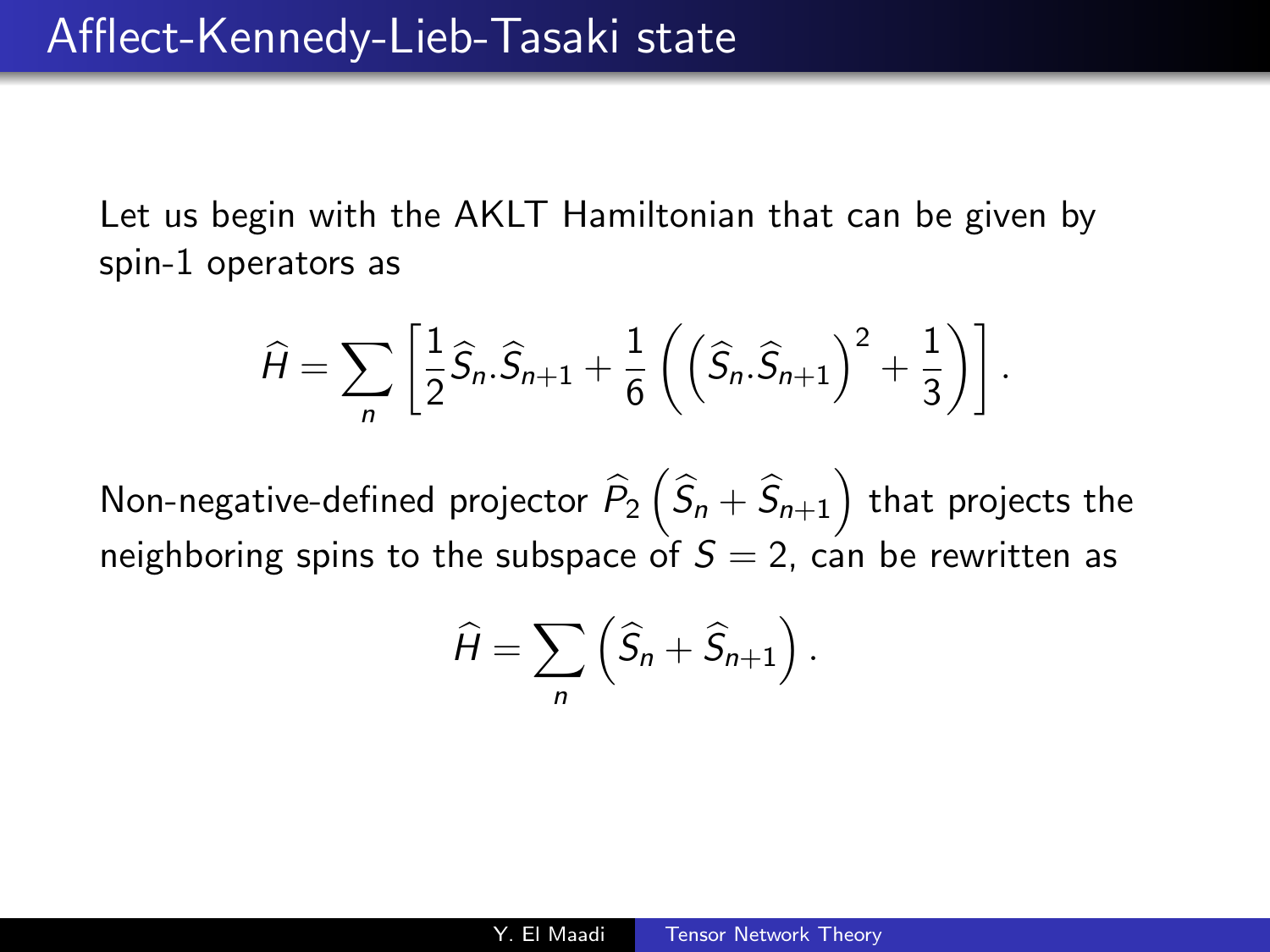# Afflect-Kennedy-Lieb-Tasaki state

Let us begin with the AKLT Hamiltonian that can be given by spin-1 operators as

$$\widehat{H} = \sum_{n} \left[ \frac{1}{2} \widehat{S}_n . \widehat{S}_{n+1} + \frac{1}{6} \left( \left( \widehat{S}_n . \widehat{S}_{n+1} \right)^2 + \frac{1}{3} \right) \right].$$

Non-negative-defined projector $\widehat{P}_2 \left( \widehat{S}_n + \widehat{S}_{n+1} \right)$ that projects the neighboring spins to the subspace of $S = 2$, can be rewritten as

$$\widehat{H} = \sum_{n} \left( \widehat{S}_n + \widehat{S}_{n+1} \right).$$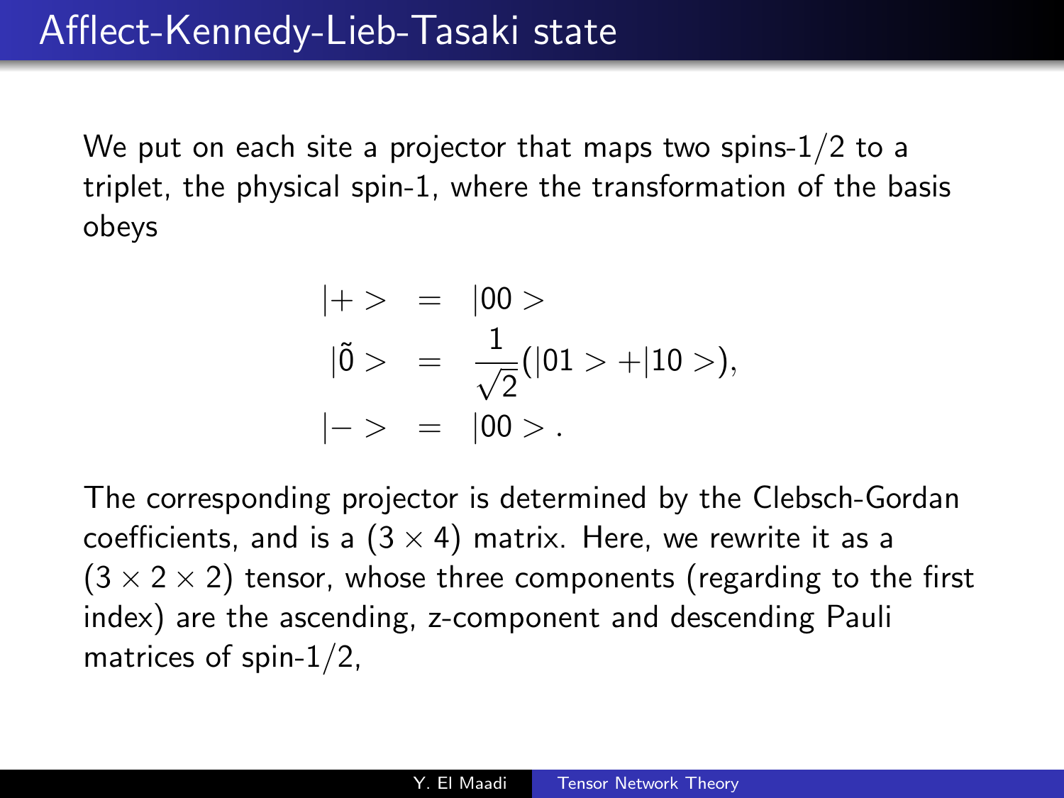# Afflect-Kennedy-Lieb-Tasaki state

We put on each site a projector that maps two spins-1/2 to a triplet, the physical spin-1, where the transformation of the basis obeys

$$
\begin{aligned}
|+> &= |00> \\
|\tilde{0}> &= \frac{1}{\sqrt{2}}(|01> + |10>), \\
|-> &= |00> .
\end{aligned}
$$

The corresponding projector is determined by the Clebsch-Gordan coefficients, and is a $(3 \times 4)$ matrix. Here, we rewrite it as a $(3 \times 2 \times 2)$ tensor, whose three components (regarding to the first index) are the ascending, z-component and descending Pauli matrices of spin-1/2,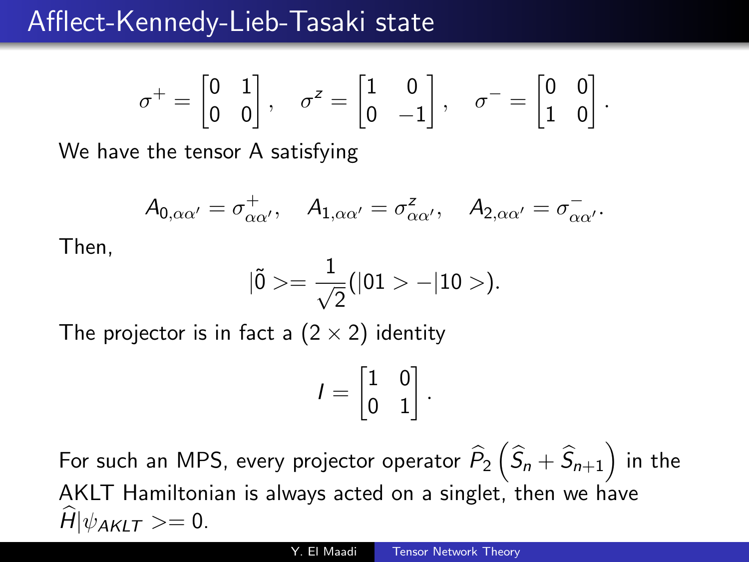# Afflect-Kennedy-Lieb-Tasaki state

$$\sigma^+ = \begin{bmatrix} 0 & 1 \\ 0 & 0 \end{bmatrix}, \quad \sigma^z = \begin{bmatrix} 1 & 0 \\ 0 & -1 \end{bmatrix}, \quad \sigma^- = \begin{bmatrix} 0 & 0 \\ 1 & 0 \end{bmatrix}.$$

We have the tensor A satisfying

$$A_{0,\alpha\alpha'} = \sigma^+_{\alpha\alpha'}, \quad A_{1,\alpha\alpha'} = \sigma^z_{\alpha\alpha'}, \quad A_{2,\alpha\alpha'} = \sigma^-_{\alpha\alpha'}.$$

Then,

$$|\tilde{0}> = \frac{1}{\sqrt{2}}(|01> - |10>).$$

The projector is in fact a $(2 \times 2)$ identity

$$I = \begin{bmatrix} 1 & 0 \\ 0 & 1 \end{bmatrix}.$$

For such an MPS, every projector operator $\widehat{P}_2\left(\widehat{S}_n + \widehat{S}_{n+1}\right)$ in the AKLT Hamiltonian is always acted on a singlet, then we have $\widehat{H}|\psi_{AKLT}> = 0$.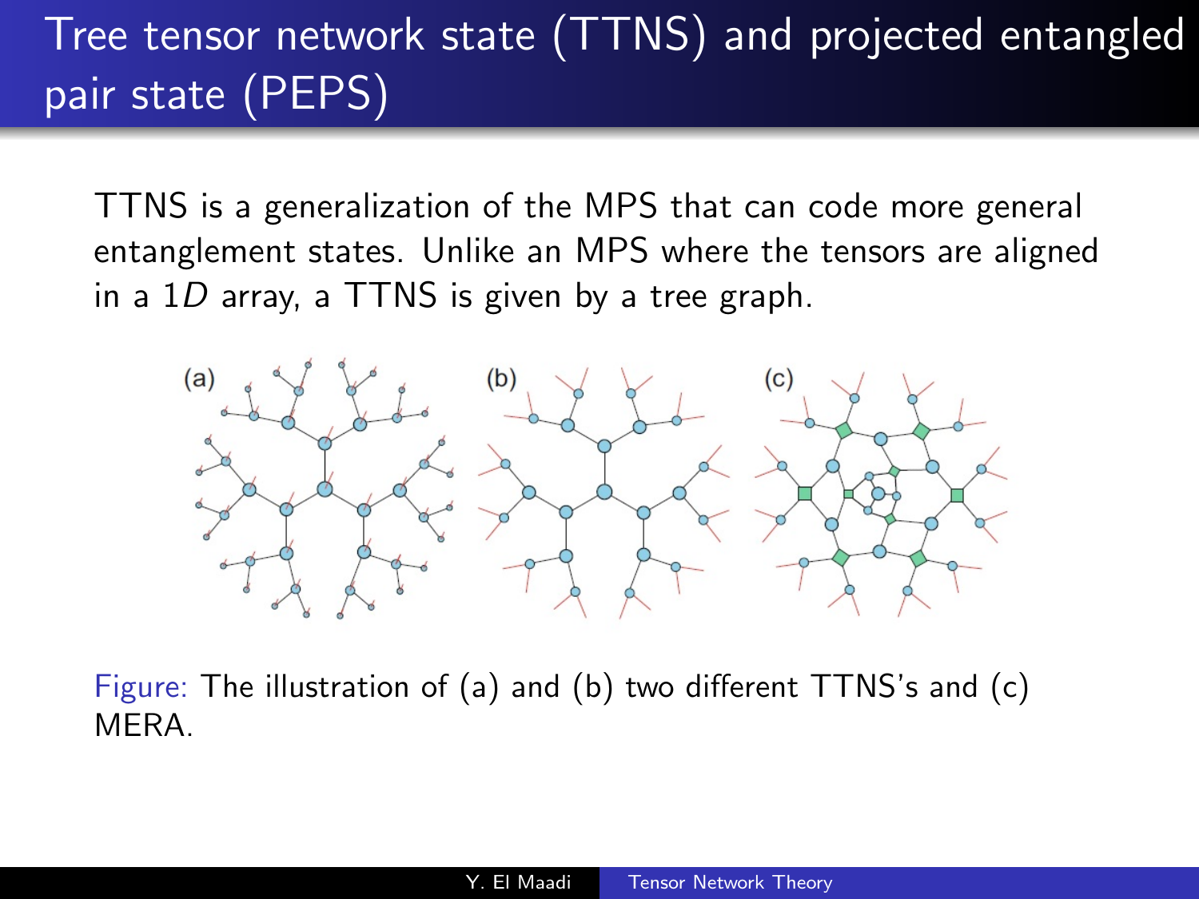# Tree tensor network state (TTNS) and projected entangled pair state (PEPS)

TTNS is a generalization of the MPS that can code more general entanglement states. Unlike an MPS where the tensors are aligned in a $1D$ array, a TTNS is given by a tree graph.

Figure: The illustration of (a) and (b) two different TTNS's and (c) MERA.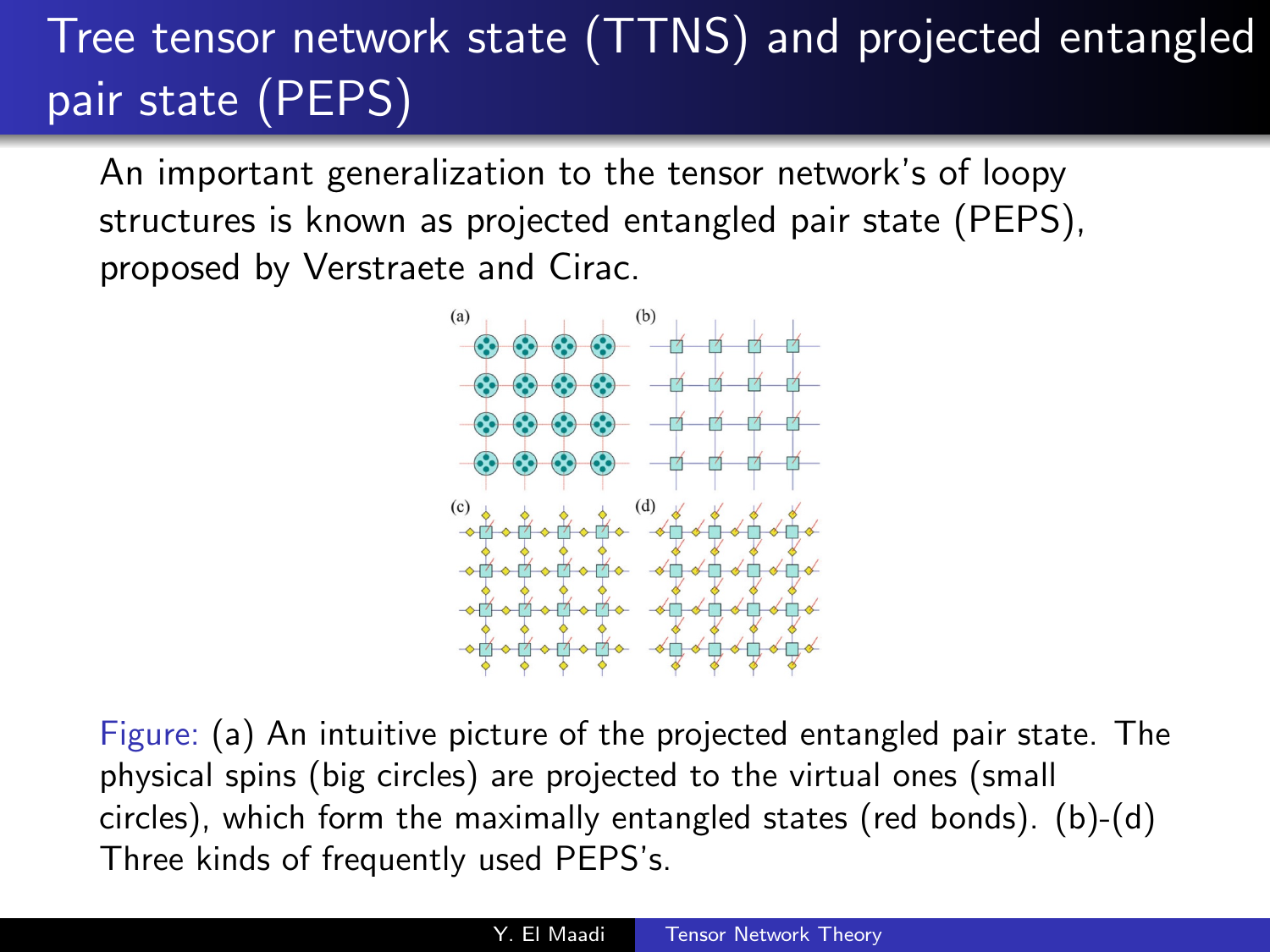# Tree tensor network state (TTNS) and projected entangled pair state (PEPS)

An important generalization to the tensor network's of loopy structures is known as projected entangled pair state (PEPS), proposed by Verstraete and Cirac.

Figure: (a) An intuitive picture of the projected entangled pair state. The physical spins (big circles) are projected to the virtual ones (small circles), which form the maximally entangled states (red bonds). (b)-(d) Three kinds of frequently used PEPS's.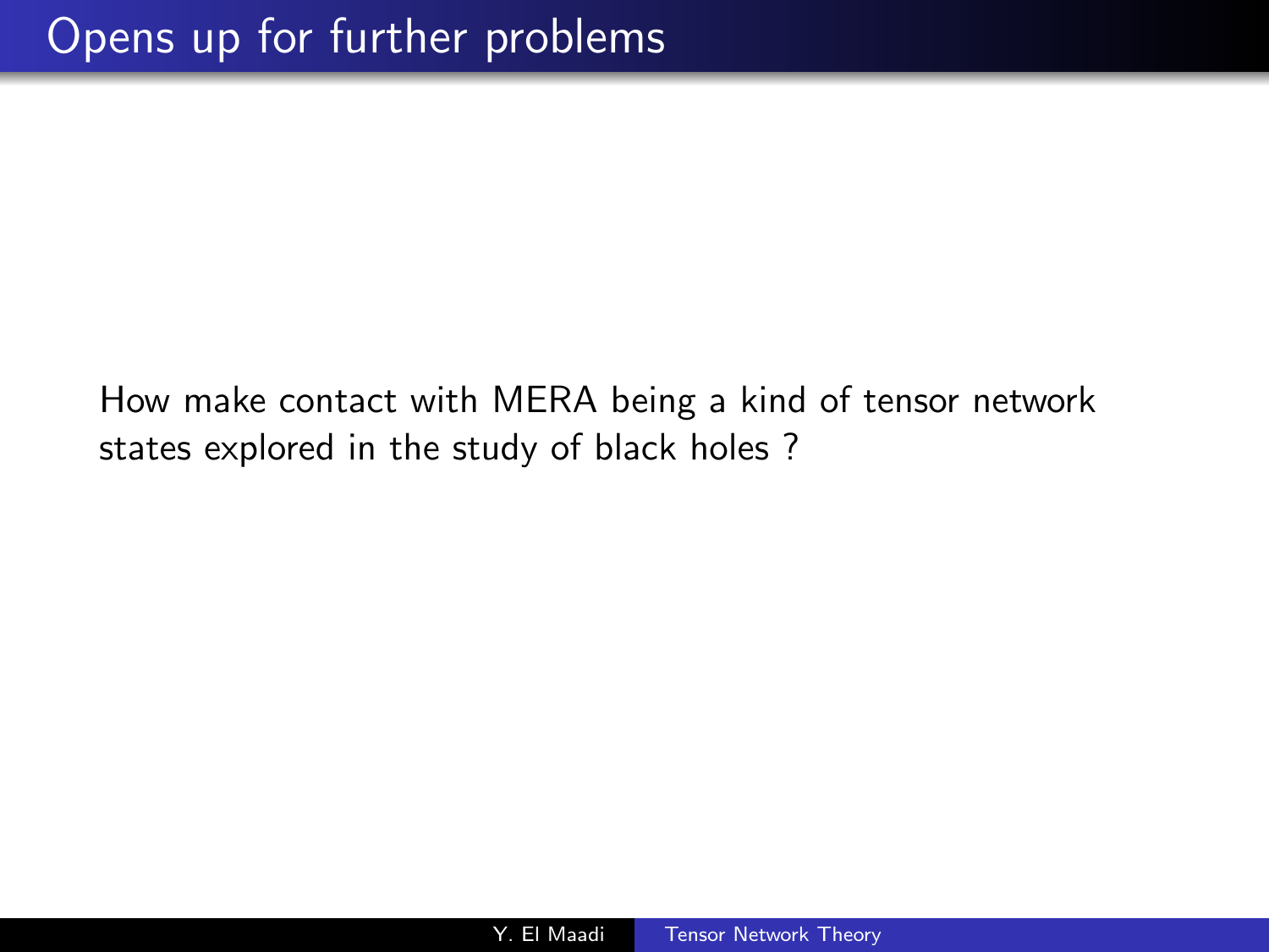# Opens up for further problems

How make contact with MERA being a kind of tensor network states explored in the study of black holes ?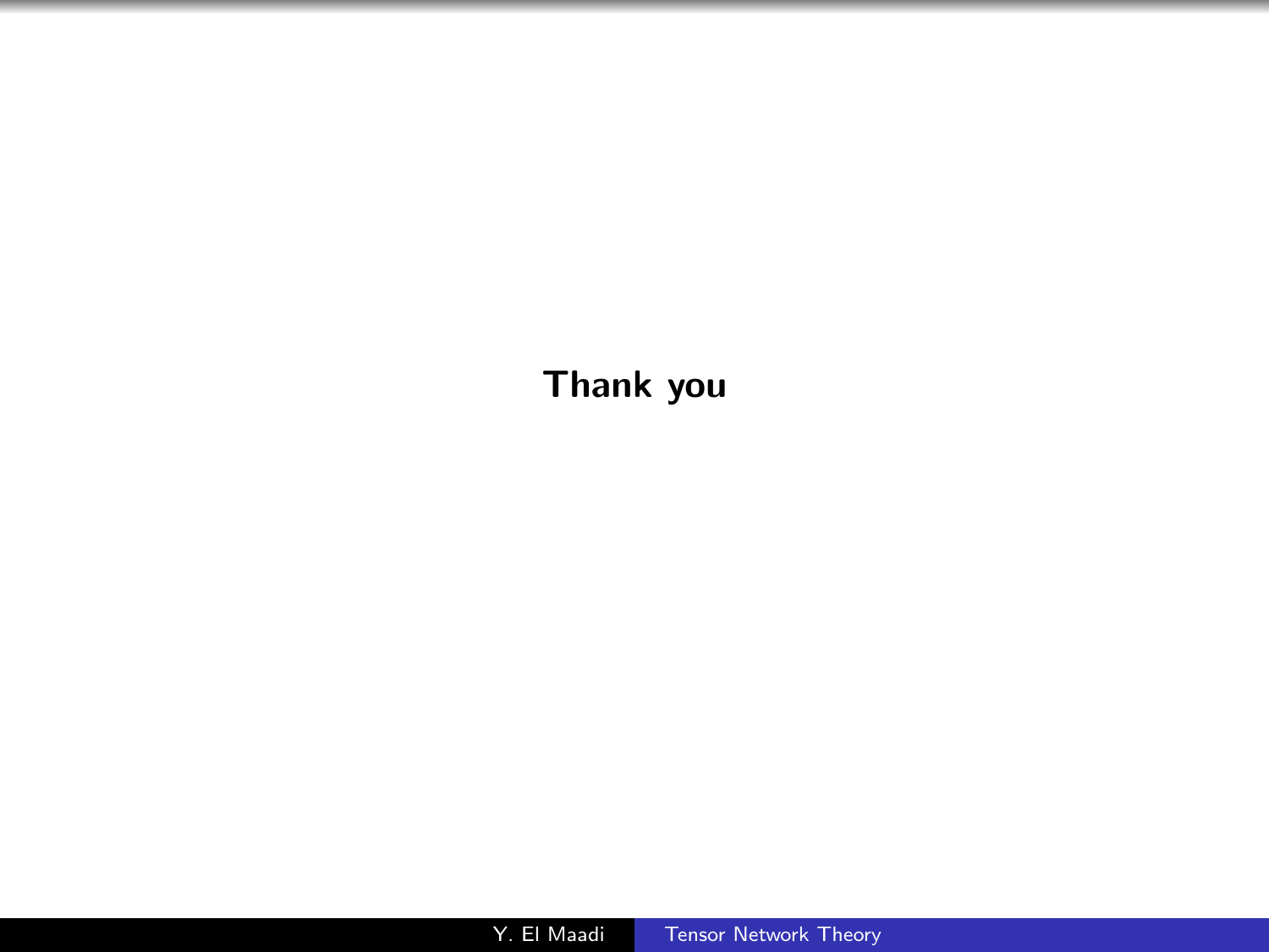**Thank you**